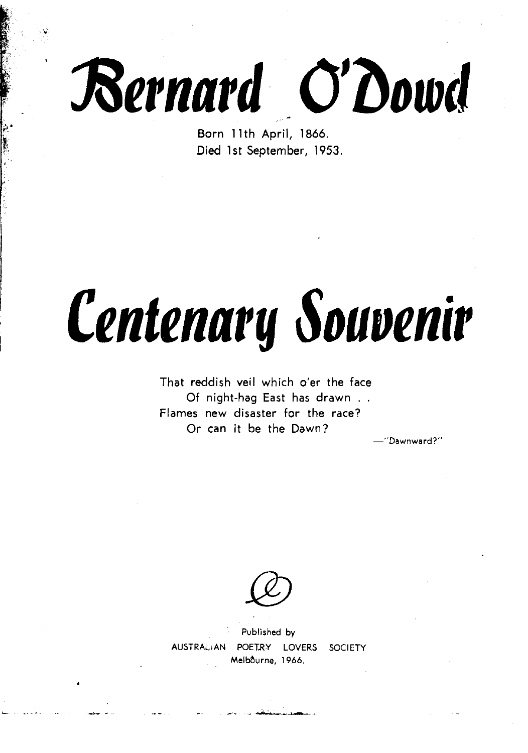# Bernard O'Dowd

Born 11th April, 1866.
Died 1st September, 1953.

# Centenary Souvenir

That reddish veil which o'er the face
Of night-hag East has drawn . .
Flames new disaster for the race?
Or can it be the Dawn?

—"Dawnward?"

Published by
AUSTRALIAN POETRY LOVERS SOCIETY
Melbourne, 1966.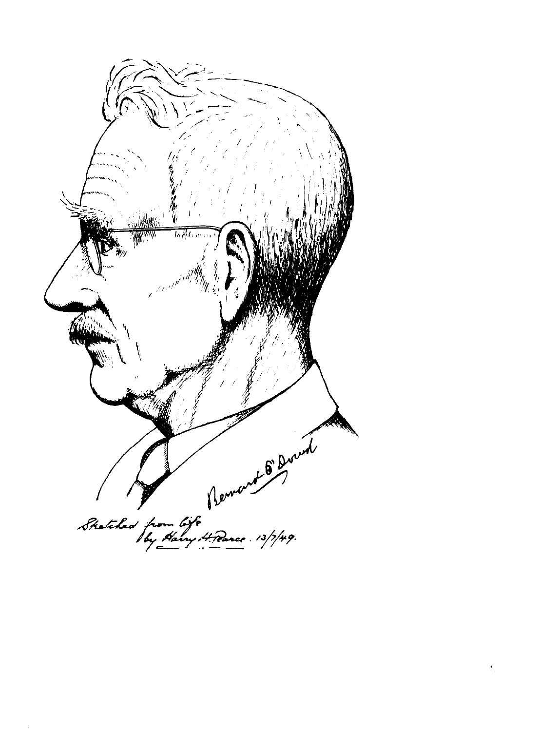Bernard O'Dowd

Sketched from life
by Harry H. Pearce. 13/7/49.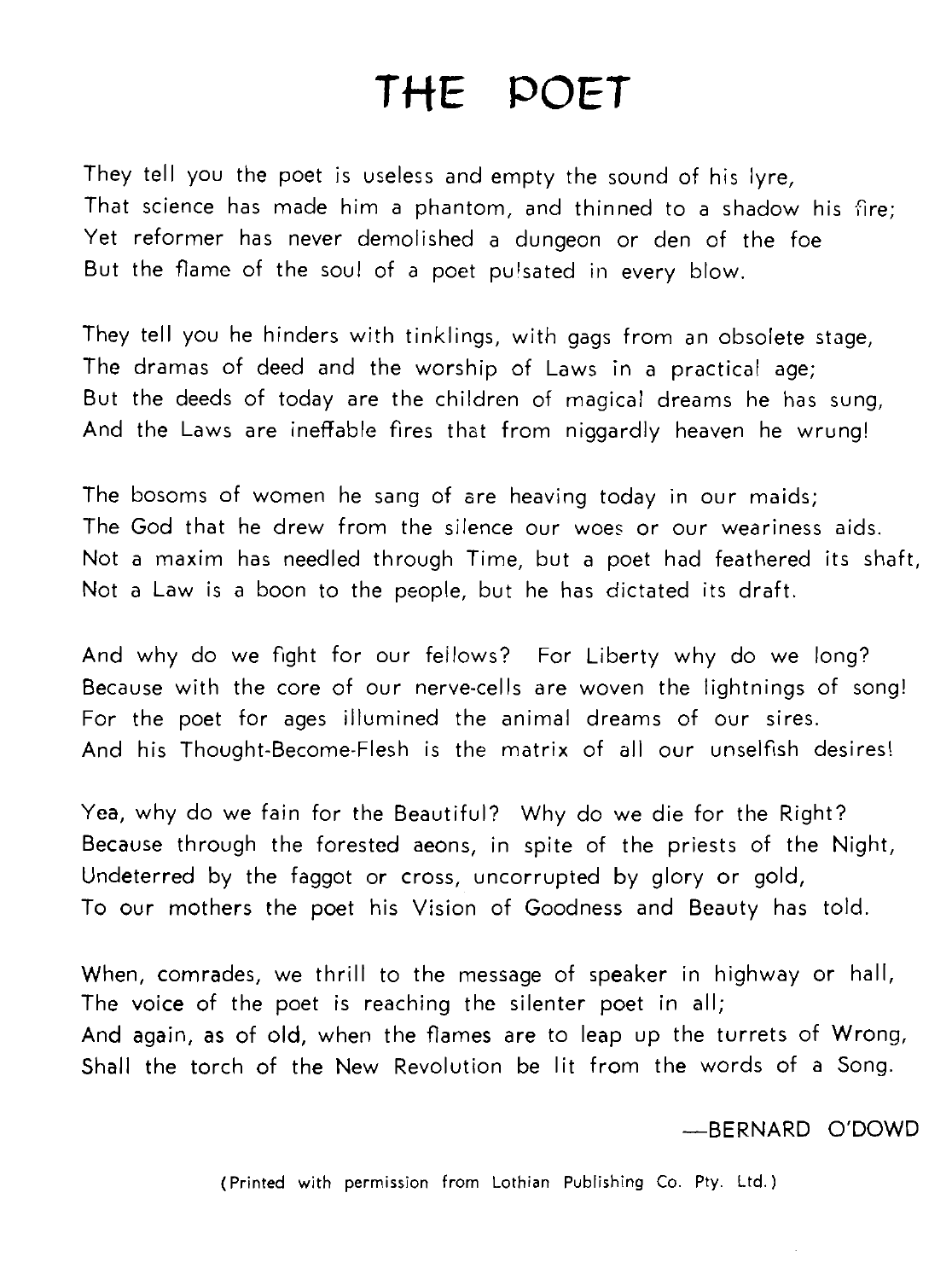# THE POET

They tell you the poet is useless and empty the sound of his lyre,
That science has made him a phantom, and thinned to a shadow his fire;
Yet reformer has never demolished a dungeon or den of the foe
But the flame of the soul of a poet pulsated in every blow.

They tell you he hinders with tinklings, with gags from an obsolete stage,
The dramas of deed and the worship of Laws in a practical age;
But the deeds of today are the children of magical dreams he has sung,
And the Laws are ineffable fires that from niggardly heaven he wrung!

The bosoms of women he sang of are heaving today in our maids;
The God that he drew from the silence our woes or our weariness aids.
Not a maxim has needled through Time, but a poet had feathered its shaft,
Not a Law is a boon to the people, but he has dictated its draft.

And why do we fight for our fellows? For Liberty why do we long?
Because with the core of our nerve-cells are woven the lightnings of song!
For the poet for ages illumined the animal dreams of our sires.
And his Thought-Become-Flesh is the matrix of all our unselfish desires!

Yea, why do we fain for the Beautiful? Why do we die for the Right?
Because through the forested aeons, in spite of the priests of the Night,
Undeterred by the faggot or cross, uncorrupted by glory or gold,
To our mothers the poet his Vision of Goodness and Beauty has told.

When, comrades, we thrill to the message of speaker in highway or hall,
The voice of the poet is reaching the silenter poet in all;
And again, as of old, when the flames are to leap up the turrets of Wrong,
Shall the torch of the New Revolution be lit from the words of a Song.

—BERNARD O'DOWD

(Printed with permission from Lothian Publishing Co. Pty. Ltd.)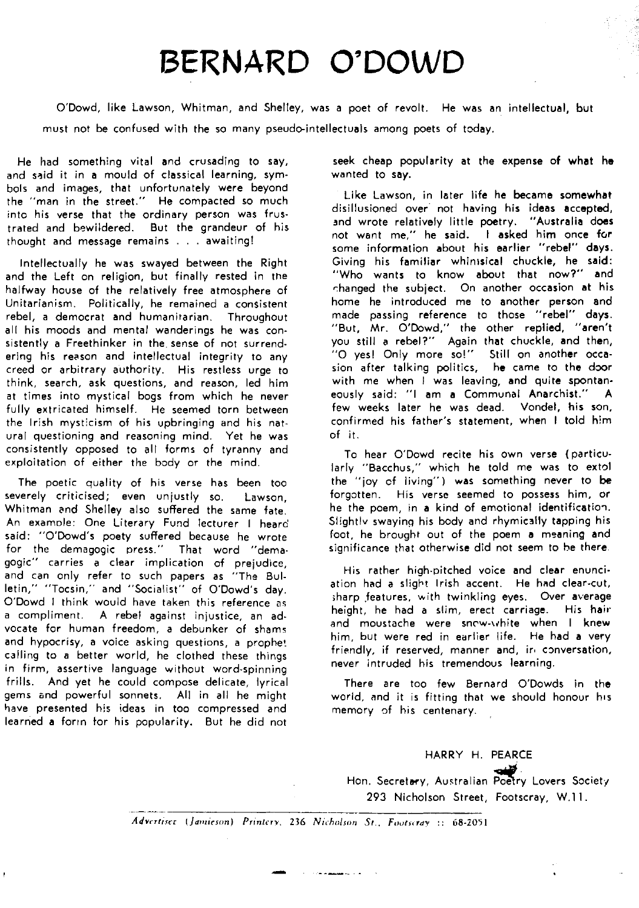# BERNARD O'DOWD

O'Dowd, like Lawson, Whitman, and Shelley, was a poet of revolt. He was an intellectual, but must not be confused with the so many pseudo-intellectuals among poets of today.

He had something vital and crusading to say, and said it in a mould of classical learning, symbols and images, that unfortunately were beyond the "man in the street." He compacted so much into his verse that the ordinary person was frustrated and bewildered. But the grandeur of his thought and message remains . . . awaiting!

Intellectually he was swayed between the Right and the Left on religion, but finally rested in the halfway house of the relatively free atmosphere of Unitarianism. Politically, he remained a consistent rebel, a democrat and humanitarian. Throughout all his moods and mental wanderings he was consistently a Freethinker in the sense of not surrendering his reason and intellectual integrity to any creed or arbitrary authority. His restless urge to think, search, ask questions, and reason, led him at times into mystical bogs from which he never fully extricated himself. He seemed torn between the Irish mysticism of his upbringing and his natural questioning and reasoning mind. Yet he was consistently opposed to all forms of tyranny and exploitation of either the body or the mind.

The poetic quality of his verse has been too severely criticised; even unjustly so. Lawson, Whitman and Shelley also suffered the same fate. An example: One Literary Fund lecturer I heard said: "O'Dowd's poety suffered because he wrote for the demagogic press." That word "demagogic" carries a clear implication of prejudice, and can only refer to such papers as "The Bulletin," "Tocsin," and "Socialist" of O'Dowd's day. O'Dowd I think would have taken this reference as a compliment. A rebel against injustice, an advocate for human freedom, a debunker of shams and hypocrisy, a voice asking questions, a prophet calling to a better world, he clothed these things in firm, assertive language without word-spinning frills. And yet he could compose delicate, lyrical gems and powerful sonnets. All in all he might have presented his ideas in too compressed and learned a form for his popularity. But he did not seek cheap popularity at the expense of what he wanted to say.

Like Lawson, in later life he became somewhat disillusioned over not having his ideas accepted, and wrote relatively little poetry. "Australia does not want me," he said. I asked him once for some information about his earlier "rebel" days. Giving his familiar whimsical chuckle, he said: "Who wants to know about that now?" and changed the subject. On another occasion at his home he introduced me to another person and made passing reference to those "rebel" days. "But, Mr. O'Dowd," the other replied, "aren't you still a rebel?" Again that chuckle, and then, "O yes! Only more so!" Still on another occasion after talking politics, he came to the door with me when I was leaving, and quite spontaneously said: "I am a Communal Anarchist." A few weeks later he was dead. Vondel, his son, confirmed his father's statement, when I told him of it.

To hear O'Dowd recite his own verse (particularly "Bacchus," which he told me was to extol the "joy of living") was something never to be forgotten. His verse seemed to possess him, or he the poem, in a kind of emotional identification. Slightly swaying his body and rhymically tapping his foot, he brought out of the poem a meaning and significance that otherwise did not seem to be there.

His rather high-pitched voice and clear enunciation had a slight Irish accent. He had clear-cut, sharp features, with twinkling eyes. Over average height, he had a slim, erect carriage. His hair and moustache were snow-white when I knew him, but were red in earlier life. He had a very friendly, if reserved, manner and, in conversation, never intruded his tremendous learning.

There are too few Bernard O'Dowds in the world, and it is fitting that we should honour his memory of his centenary.

HARRY H. PEARCE

Hon. Secretary, Australian Poetry Lovers Society
293 Nicholson Street, Footscray, W.11.

*Advertiser (Jamieson) Printery, 236 Nicholson St., Footscray :: 68-2051*